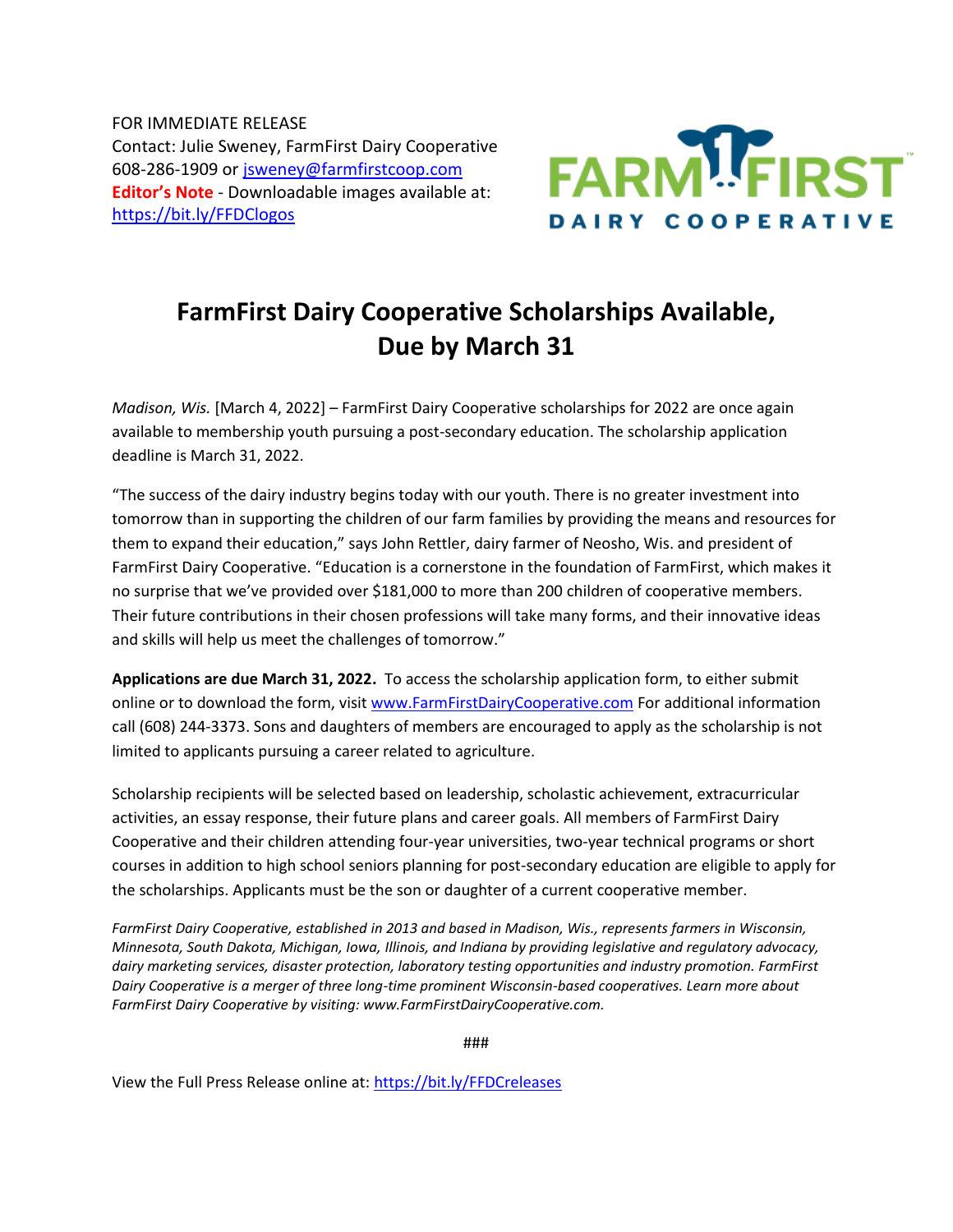FOR IMMEDIATE RELEASE
Contact: Julie Sweney, FarmFirst Dairy Cooperative
608-286-1909 or [jsweney@farmfirstcoop.com](mailto:jsweney@farmfirstcoop.com)
**Editor's Note** - Downloadable images available at:
[https://bit.ly/FFDClogos](https://bit.ly/FFDClogos)

# FarmFirst Dairy Cooperative Scholarships Available, Due by March 31

*Madison, Wis.* [March 4, 2022] – FarmFirst Dairy Cooperative scholarships for 2022 are once again available to membership youth pursuing a post-secondary education. The scholarship application deadline is March 31, 2022.

"The success of the dairy industry begins today with our youth. There is no greater investment into tomorrow than in supporting the children of our farm families by providing the means and resources for them to expand their education," says John Rettler, dairy farmer of Neosho, Wis. and president of FarmFirst Dairy Cooperative. "Education is a cornerstone in the foundation of FarmFirst, which makes it no surprise that we've provided over $181,000 to more than 200 children of cooperative members. Their future contributions in their chosen professions will take many forms, and their innovative ideas and skills will help us meet the challenges of tomorrow."

**Applications are due March 31, 2022.** To access the scholarship application form, to either submit online or to download the form, visit [www.FarmFirstDairyCooperative.com](http://www.FarmFirstDairyCooperative.com) For additional information call (608) 244-3373. Sons and daughters of members are encouraged to apply as the scholarship is not limited to applicants pursuing a career related to agriculture.

Scholarship recipients will be selected based on leadership, scholastic achievement, extracurricular activities, an essay response, their future plans and career goals. All members of FarmFirst Dairy Cooperative and their children attending four-year universities, two-year technical programs or short courses in addition to high school seniors planning for post-secondary education are eligible to apply for the scholarships. Applicants must be the son or daughter of a current cooperative member.

*FarmFirst Dairy Cooperative, established in 2013 and based in Madison, Wis., represents farmers in Wisconsin, Minnesota, South Dakota, Michigan, Iowa, Illinois, and Indiana by providing legislative and regulatory advocacy, dairy marketing services, disaster protection, laboratory testing opportunities and industry promotion. FarmFirst Dairy Cooperative is a merger of three long-time prominent Wisconsin-based cooperatives. Learn more about FarmFirst Dairy Cooperative by visiting: www.FarmFirstDairyCooperative.com.*

###

View the Full Press Release online at: [https://bit.ly/FFDCreleases](https://bit.ly/FFDCreleases)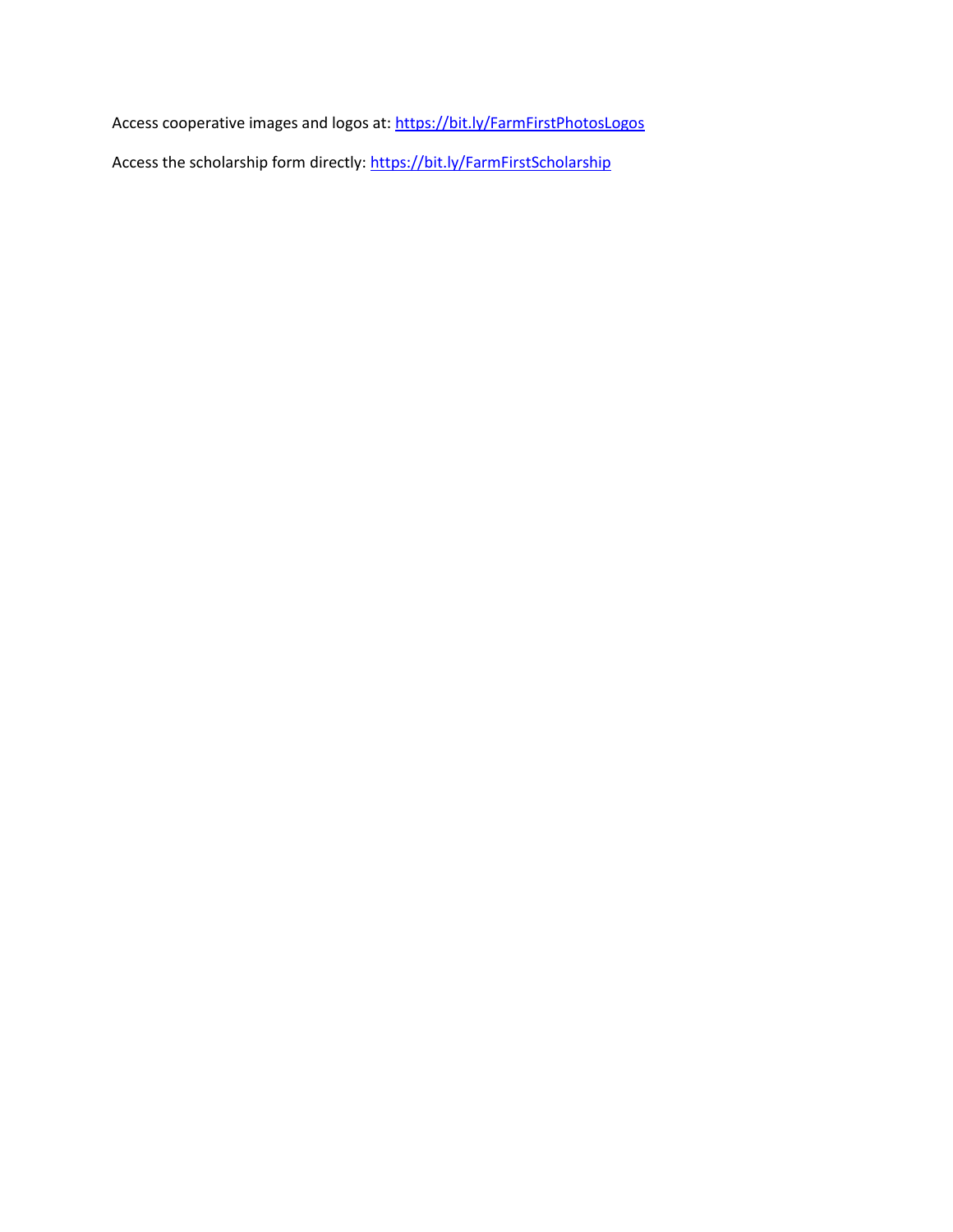Access cooperative images and logos at: https://bit.ly/FarmFirstPhotosLogos

Access the scholarship form directly: https://bit.ly/FarmFirstScholarship